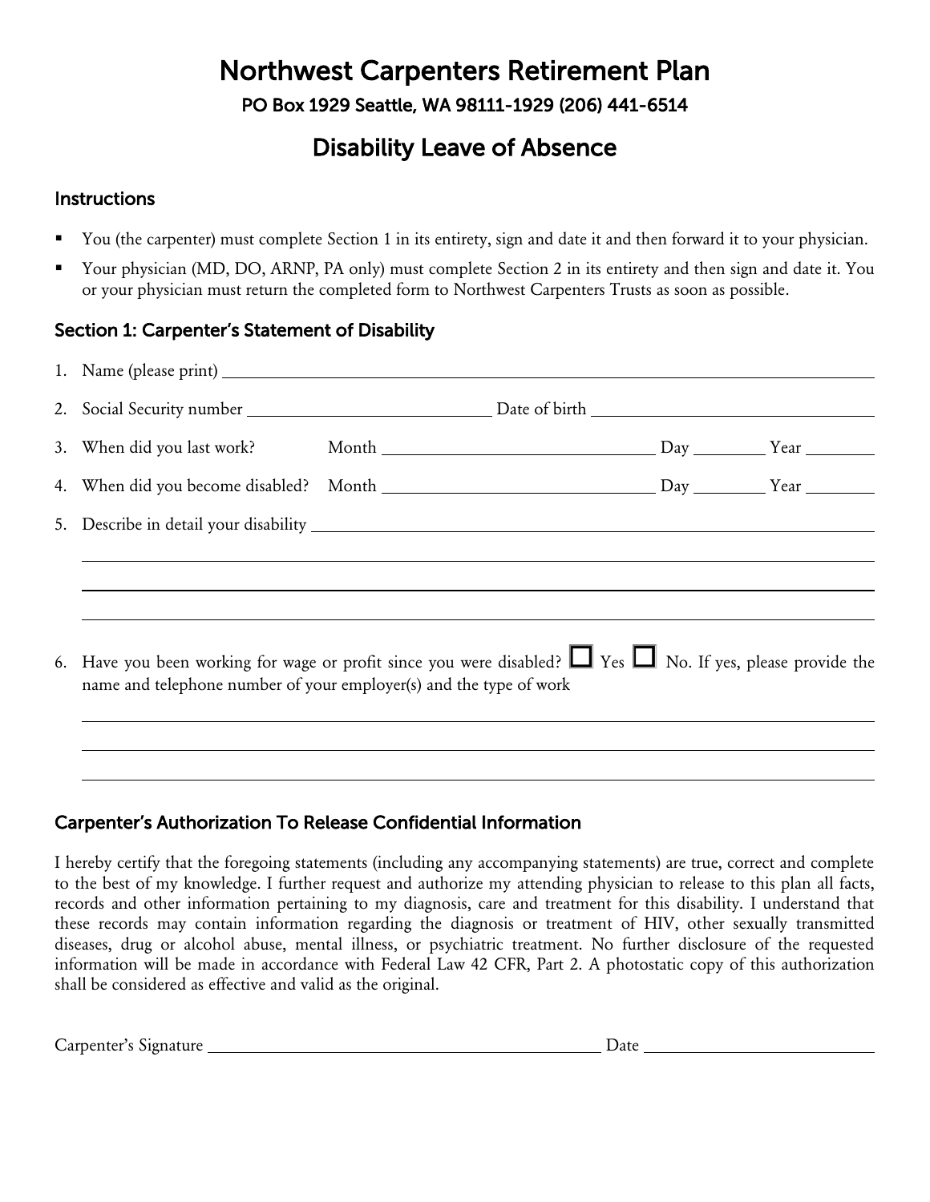# Northwest Carpenters Retirement Plan

**PO Box 1929 Seattle, WA 98111-1929 (206) 441-6514**

## Disability Leave of Absence

### Instructions

- You (the carpenter) must complete Section 1 in its entirety, sign and date it and then forward it to your physician.
- Your physician (MD, DO, ARNP, PA only) must complete Section 2 in its entirety and then sign and date it. You or your physician must return the completed form to Northwest Carpenters Trusts as soon as possible.

### Section 1: Carpenter's Statement of Disability

1. Name (please print) ______________________________
2. Social Security number ______________________ Date of birth ______________________
3. When did you last work? Month ______________________ Day ________ Year ________
4. When did you become disabled? Month ______________________ Day ________ Year ________
5. Describe in detail your disability ______________________________

   ______________________________

   ______________________________

   ______________________________

6. Have you been working for wage or profit since you were disabled? ☐ Yes ☐ No. If yes, please provide the name and telephone number of your employer(s) and the type of work

   ______________________________

   ______________________________

   ______________________________

### Carpenter's Authorization To Release Confidential Information

I hereby certify that the foregoing statements (including any accompanying statements) are true, correct and complete to the best of my knowledge. I further request and authorize my attending physician to release to this plan all facts, records and other information pertaining to my diagnosis, care and treatment for this disability. I understand that these records may contain information regarding the diagnosis or treatment of HIV, other sexually transmitted diseases, drug or alcohol abuse, mental illness, or psychiatric treatment. No further disclosure of the requested information will be made in accordance with Federal Law 42 CFR, Part 2. A photostatic copy of this authorization shall be considered as effective and valid as the original.

Carpenter's Signature ______________________________ Date ______________________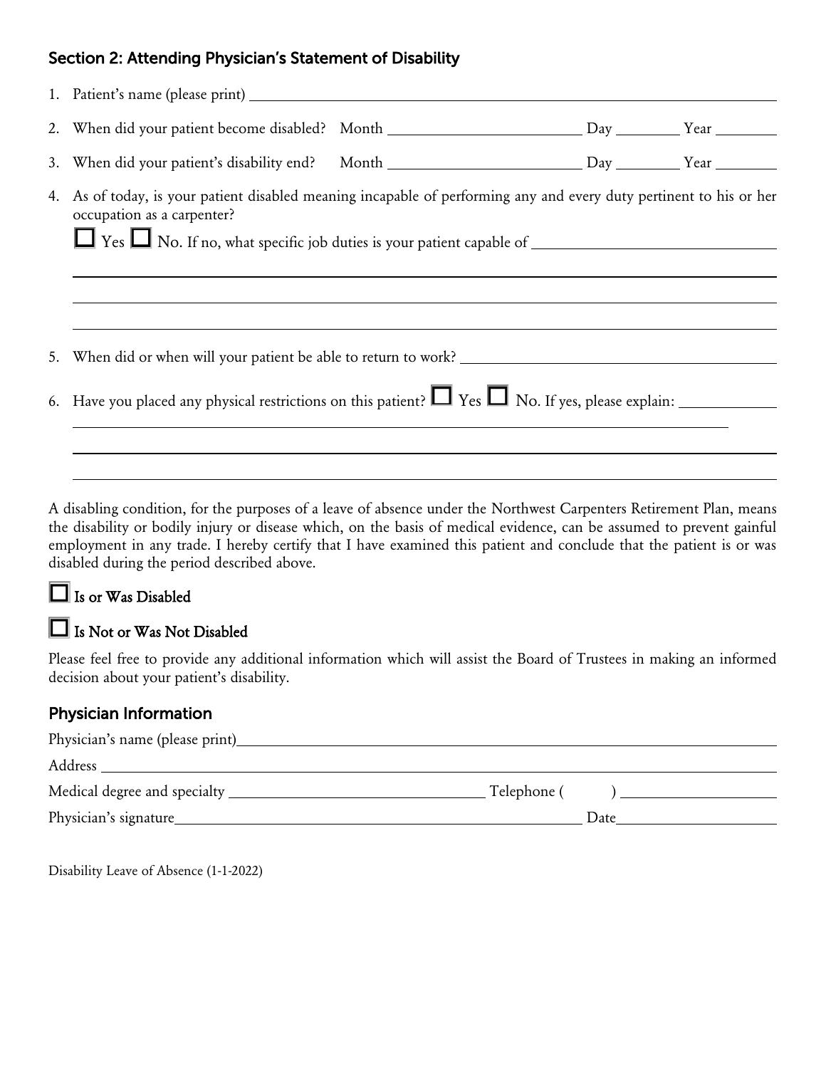## Section 2: Attending Physician's Statement of Disability

1. Patient's name (please print) ______________________________

2. When did your patient become disabled? Month ______________ Day ________ Year ________

3. When did your patient's disability end? Month ______________ Day ________ Year ________

4. As of today, is your patient disabled meaning incapable of performing any and every duty pertinent to his or her occupation as a carpenter?

   ☐ Yes ☐ No. If no, what specific job duties is your patient capable of ______________________________

   ______________________________________________________________________

   ______________________________________________________________________

   ______________________________________________________________________

5. When did or when will your patient be able to return to work? ______________________________

6. Have you placed any physical restrictions on this patient? ☐ Yes ☐ No. If yes, please explain: ______________

   ______________________________________________________________________

   ______________________________________________________________________

   ______________________________________________________________________

A disabling condition, for the purposes of a leave of absence under the Northwest Carpenters Retirement Plan, means the disability or bodily injury or disease which, on the basis of medical evidence, can be assumed to prevent gainful employment in any trade. I hereby certify that I have examined this patient and conclude that the patient is or was disabled during the period described above.

☐ Is or Was Disabled

☐ Is Not or Was Not Disabled

Please feel free to provide any additional information which will assist the Board of Trustees in making an informed decision about your patient's disability.

### Physician Information

Physician's name (please print) ______________________________

Address ______________________________

Medical degree and specialty ______________________________ Telephone ( ) ______________

Physician's signature ______________________________ Date ______________

Disability Leave of Absence (1-1-2022)